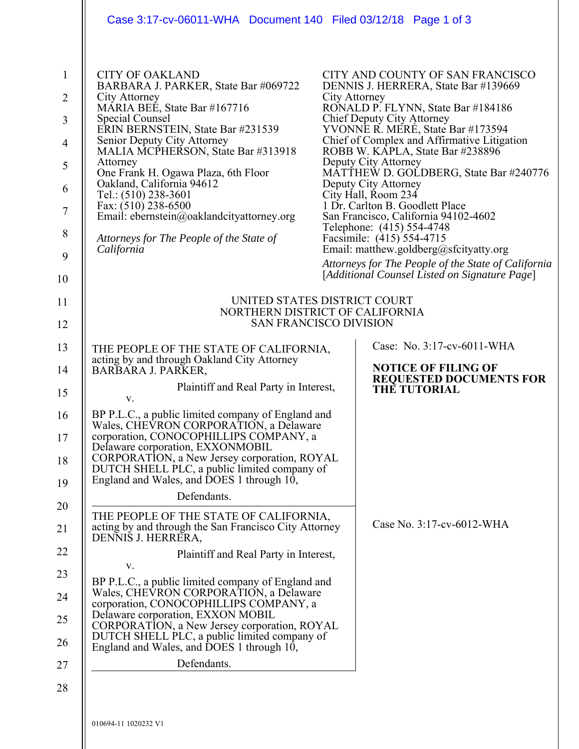CITY OF OAKLAND
BARBARA J. PARKER, State Bar #069722
City Attorney
MARIA BEE, State Bar #167716
Special Counsel
ERIN BERNSTEIN, State Bar #231539
Senior Deputy City Attorney
MALIA MCPHERSON, State Bar #313918
Attorney
One Frank H. Ogawa Plaza, 6th Floor
Oakland, California 94612
Tel.: (510) 238-3601
Fax: (510) 238-6500
Email: ebernstein@oaklandcityattorney.org

*Attorneys for The People of the State of California*

CITY AND COUNTY OF SAN FRANCISCO
DENNIS J. HERRERA, State Bar #139669
City Attorney
RONALD P. FLYNN, State Bar #184186
Chief Deputy City Attorney
YVONNE R. MERÉ, State Bar #173594
Chief of Complex and Affirmative Litigation
ROBB W. KAPLA, State Bar #238896
Deputy City Attorney
MATTHEW D. GOLDBERG, State Bar #240776
Deputy City Attorney
City Hall, Room 234
1 Dr. Carlton B. Goodlett Place
San Francisco, California 94102-4602
Telephone: (415) 554-4748
Facsimile: (415) 554-4715
Email: matthew.goldberg@sfcityatty.org

*Attorneys for The People of the State of California*
[*Additional Counsel Listed on Signature Page*]

UNITED STATES DISTRICT COURT
NORTHERN DISTRICT OF CALIFORNIA
SAN FRANCISCO DIVISION

THE PEOPLE OF THE STATE OF CALIFORNIA, acting by and through Oakland City Attorney BARBARA J. PARKER,

Plaintiff and Real Party in Interest,

v.

BP P.L.C., a public limited company of England and Wales, CHEVRON CORPORATION, a Delaware corporation, CONOCOPHILLIPS COMPANY, a Delaware corporation, EXXONMOBIL CORPORATION, a New Jersey corporation, ROYAL DUTCH SHELL PLC, a public limited company of England and Wales, and DOES 1 through 10,

Defendants.

Case: No. 3:17-cv-6011-WHA

**NOTICE OF FILING OF REQUESTED DOCUMENTS FOR THE TUTORIAL**

THE PEOPLE OF THE STATE OF CALIFORNIA, acting by and through the San Francisco City Attorney DENNIS J. HERRERA,

Plaintiff and Real Party in Interest,

v.

BP P.L.C., a public limited company of England and Wales, CHEVRON CORPORATION, a Delaware corporation, CONOCOPHILLIPS COMPANY, a Delaware corporation, EXXON MOBIL CORPORATION, a New Jersey corporation, ROYAL DUTCH SHELL PLC, a public limited company of England and Wales, and DOES 1 through 10,

Defendants.

Case No. 3:17-cv-6012-WHA

010694-11 1020232 V1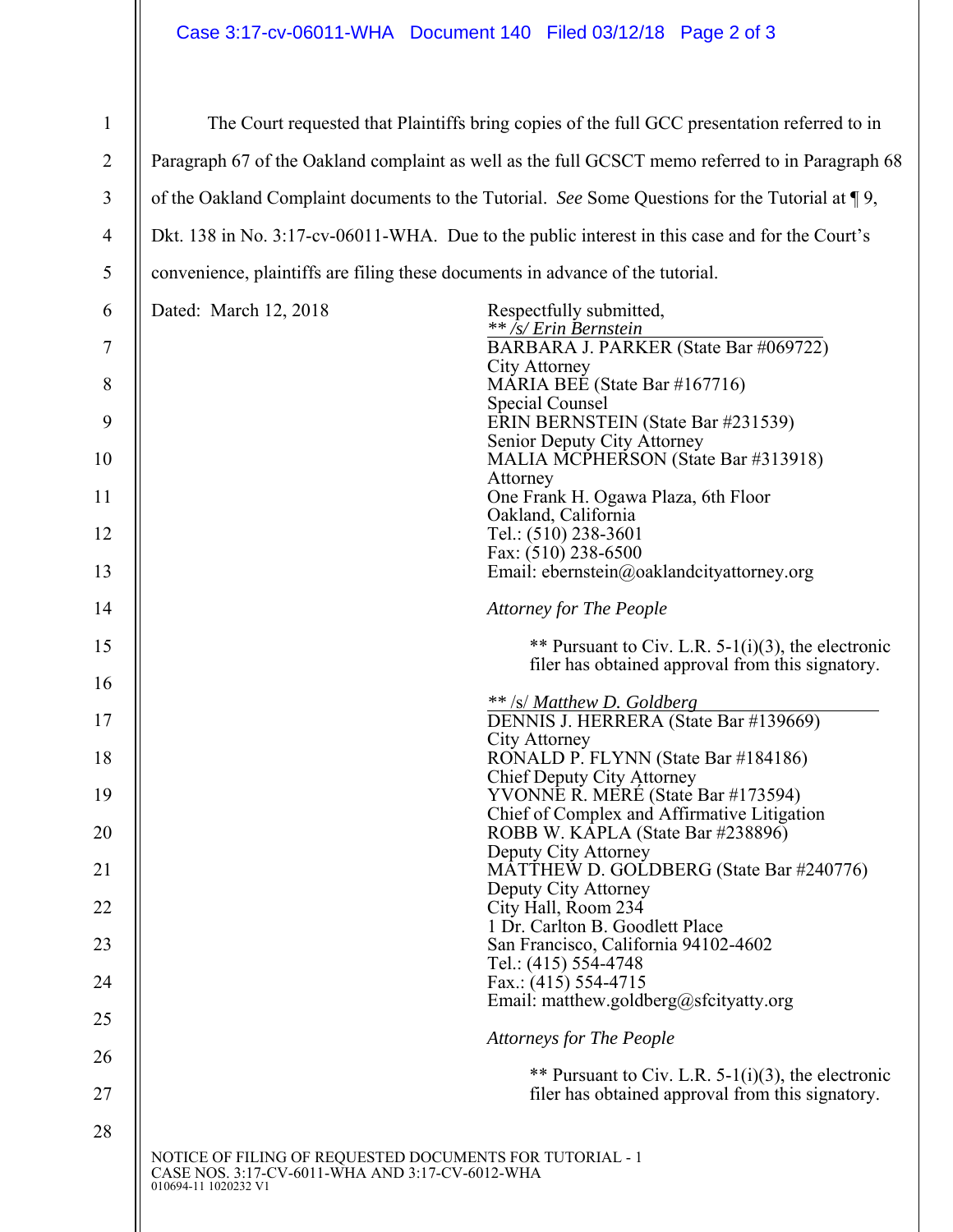The Court requested that Plaintiffs bring copies of the full GCC presentation referred to in Paragraph 67 of the Oakland complaint as well as the full GCSCT memo referred to in Paragraph 68 of the Oakland Complaint documents to the Tutorial. *See* Some Questions for the Tutorial at ¶ 9, Dkt. 138 in No. 3:17-cv-06011-WHA. Due to the public interest in this case and for the Court's convenience, plaintiffs are filing these documents in advance of the tutorial.

Dated: March 12, 2018

Respectfully submitted,

*\** /s/ Erin Bernstein*

BARBARA J. PARKER (State Bar #069722)
City Attorney
MARIA BEE (State Bar #167716)
Special Counsel
ERIN BERNSTEIN (State Bar #231539)
Senior Deputy City Attorney
MALIA MCPHERSON (State Bar #313918)
Attorney
One Frank H. Ogawa Plaza, 6th Floor
Oakland, California
Tel.: (510) 238-3601
Fax: (510) 238-6500
Email: ebernstein@oaklandcityattorney.org

*Attorney for The People*

** Pursuant to Civ. L.R. 5-1(i)(3), the electronic filer has obtained approval from this signatory.

** /s/ *Matthew D. Goldberg*

DENNIS J. HERRERA (State Bar #139669)
City Attorney
RONALD P. FLYNN (State Bar #184186)
Chief Deputy City Attorney
YVONNE R. MERÉ (State Bar #173594)
Chief of Complex and Affirmative Litigation
ROBB W. KAPLA (State Bar #238896)
Deputy City Attorney
MATTHEW D. GOLDBERG (State Bar #240776)
Deputy City Attorney
City Hall, Room 234
1 Dr. Carlton B. Goodlett Place
San Francisco, California 94102-4602
Tel.: (415) 554-4748
Fax.: (415) 554-4715
Email: matthew.goldberg@sfcityatty.org

*Attorneys for The People*

** Pursuant to Civ. L.R. 5-1(i)(3), the electronic filer has obtained approval from this signatory.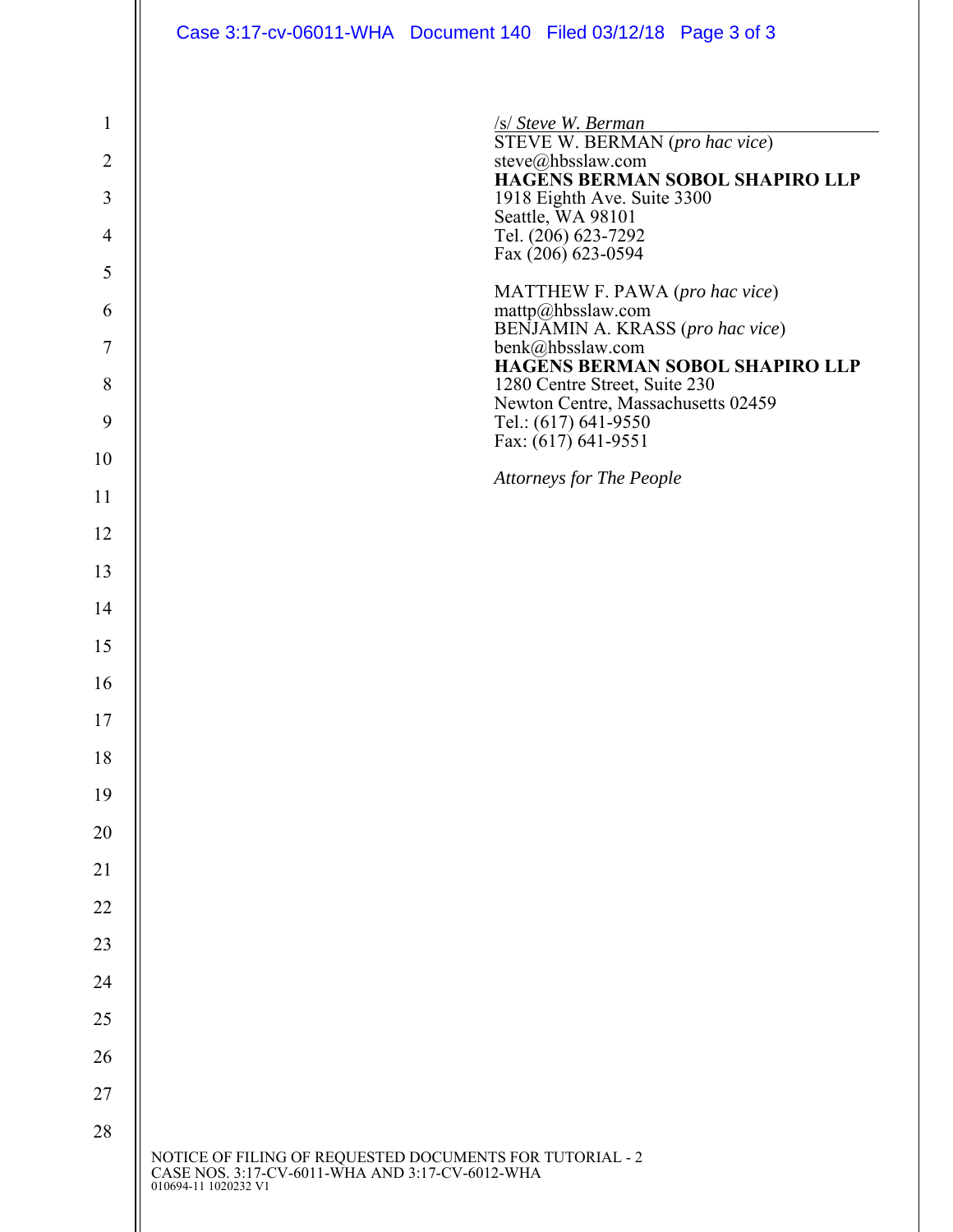/s/ *Steve W. Berman*
STEVE W. BERMAN (*pro hac vice*)
steve@hbsslaw.com
**HAGENS BERMAN SOBOL SHAPIRO LLP**
1918 Eighth Ave. Suite 3300
Seattle, WA 98101
Tel. (206) 623-7292
Fax (206) 623-0594

MATTHEW F. PAWA (*pro hac vice*)
mattp@hbsslaw.com
BENJAMIN A. KRASS (*pro hac vice*)
benk@hbsslaw.com
**HAGENS BERMAN SOBOL SHAPIRO LLP**
1280 Centre Street, Suite 230
Newton Centre, Massachusetts 02459
Tel.: (617) 641-9550
Fax: (617) 641-9551

*Attorneys for The People*